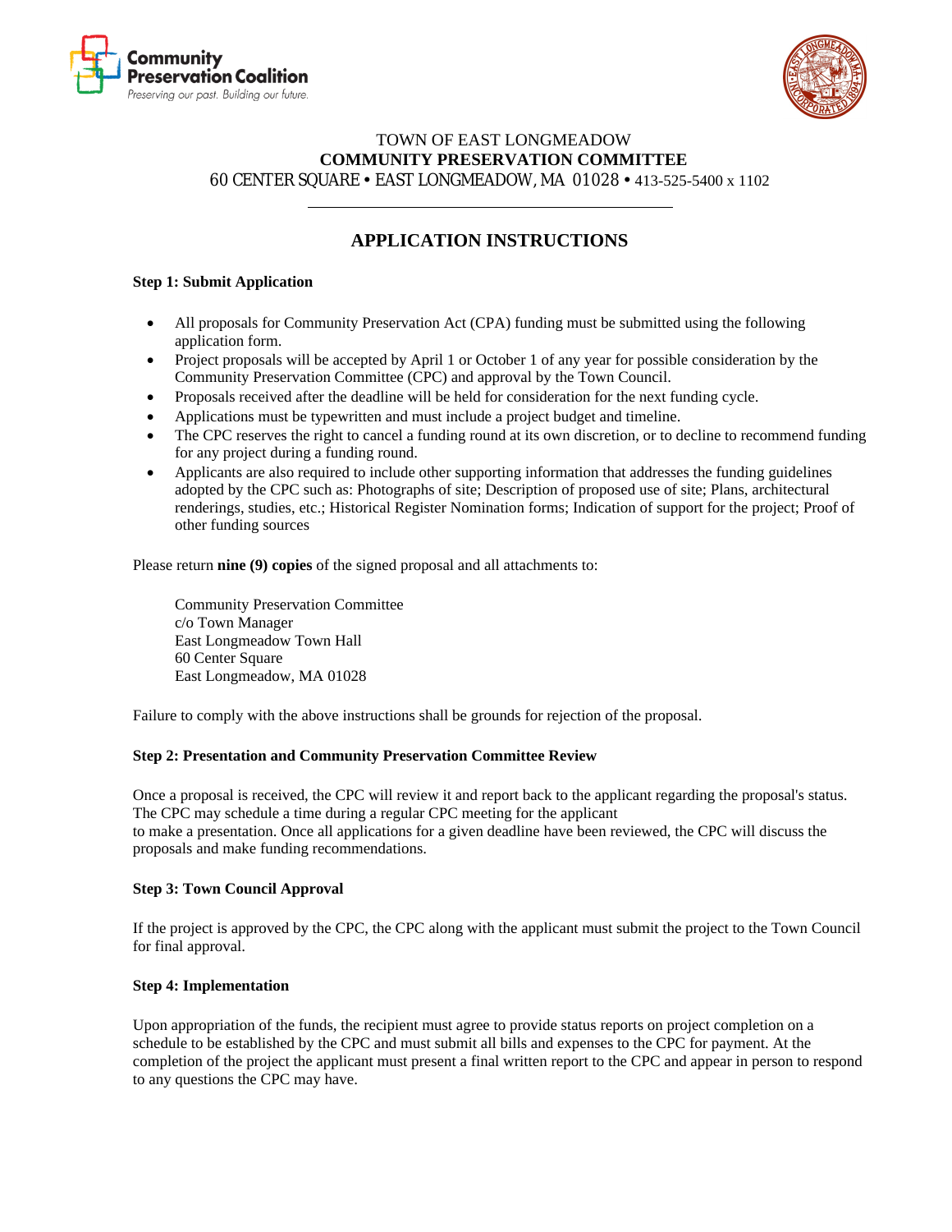Community Preservation Coalition
*Preserving our past. Building our future.*

TOWN OF EAST LONGMEADOW
**COMMUNITY PRESERVATION COMMITTEE**
60 CENTER SQUARE • EAST LONGMEADOW, MA 01028 • 413-525-5400 x 1102

---

## APPLICATION INSTRUCTIONS

**Step 1: Submit Application**

- All proposals for Community Preservation Act (CPA) funding must be submitted using the following application form.
- Project proposals will be accepted by April 1 or October 1 of any year for possible consideration by the Community Preservation Committee (CPC) and approval by the Town Council.
- Proposals received after the deadline will be held for consideration for the next funding cycle.
- Applications must be typewritten and must include a project budget and timeline.
- The CPC reserves the right to cancel a funding round at its own discretion, or to decline to recommend funding for any project during a funding round.
- Applicants are also required to include other supporting information that addresses the funding guidelines adopted by the CPC such as: Photographs of site; Description of proposed use of site; Plans, architectural renderings, studies, etc.; Historical Register Nomination forms; Indication of support for the project; Proof of other funding sources

Please return **nine (9) copies** of the signed proposal and all attachments to:

Community Preservation Committee
c/o Town Manager
East Longmeadow Town Hall
60 Center Square
East Longmeadow, MA 01028

Failure to comply with the above instructions shall be grounds for rejection of the proposal.

**Step 2: Presentation and Community Preservation Committee Review**

Once a proposal is received, the CPC will review it and report back to the applicant regarding the proposal's status. The CPC may schedule a time during a regular CPC meeting for the applicant to make a presentation. Once all applications for a given deadline have been reviewed, the CPC will discuss the proposals and make funding recommendations.

**Step 3: Town Council Approval**

If the project is approved by the CPC, the CPC along with the applicant must submit the project to the Town Council for final approval.

**Step 4: Implementation**

Upon appropriation of the funds, the recipient must agree to provide status reports on project completion on a schedule to be established by the CPC and must submit all bills and expenses to the CPC for payment. At the completion of the project the applicant must present a final written report to the CPC and appear in person to respond to any questions the CPC may have.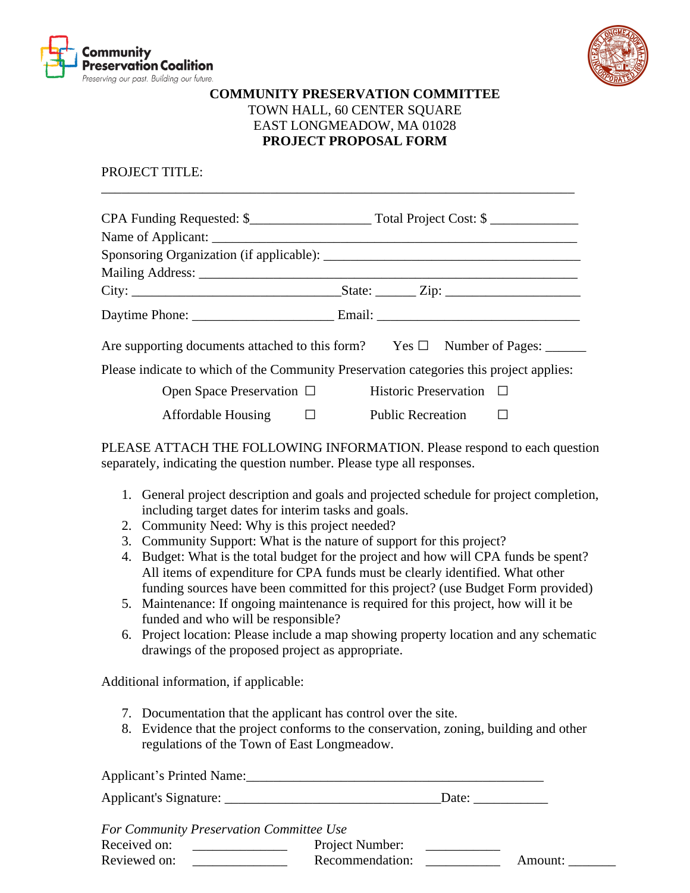**COMMUNITY PRESERVATION COMMITTEE**
TOWN HALL, 60 CENTER SQUARE
EAST LONGMEADOW, MA 01028
**PROJECT PROPOSAL FORM**

PROJECT TITLE:

_______________________________________________________________________

CPA Funding Requested: $_________________ Total Project Cost: $ _____________
Name of Applicant: ___________________________________________________
Sponsoring Organization (if applicable): _______________________________________
Mailing Address: _____________________________________________________
City: _______________________________State: ______ Zip: ____________________
Daytime Phone: _____________________ Email: ______________________________

Are supporting documents attached to this form? Yes ☐ Number of Pages: ______

Please indicate to which of the Community Preservation categories this project applies:

Open Space Preservation ☐ Historic Preservation ☐

Affordable Housing ☐ Public Recreation ☐

PLEASE ATTACH THE FOLLOWING INFORMATION. Please respond to each question separately, indicating the question number. Please type all responses.

1. General project description and goals and projected schedule for project completion, including target dates for interim tasks and goals.
2. Community Need: Why is this project needed?
3. Community Support: What is the nature of support for this project?
4. Budget: What is the total budget for the project and how will CPA funds be spent? All items of expenditure for CPA funds must be clearly identified. What other funding sources have been committed for this project? (use Budget Form provided)
5. Maintenance: If ongoing maintenance is required for this project, how will it be funded and who will be responsible?
6. Project location: Please include a map showing property location and any schematic drawings of the proposed project as appropriate.

Additional information, if applicable:

7. Documentation that the applicant has control over the site.
8. Evidence that the project conforms to the conservation, zoning, building and other regulations of the Town of East Longmeadow.

Applicant's Printed Name:_____________________________________________

Applicant's Signature: ________________________________Date: ___________

*For Community Preservation Committee Use*
Received on: ______________ Project Number: ___________
Reviewed on: ______________ Recommendation: ___________ Amount: _______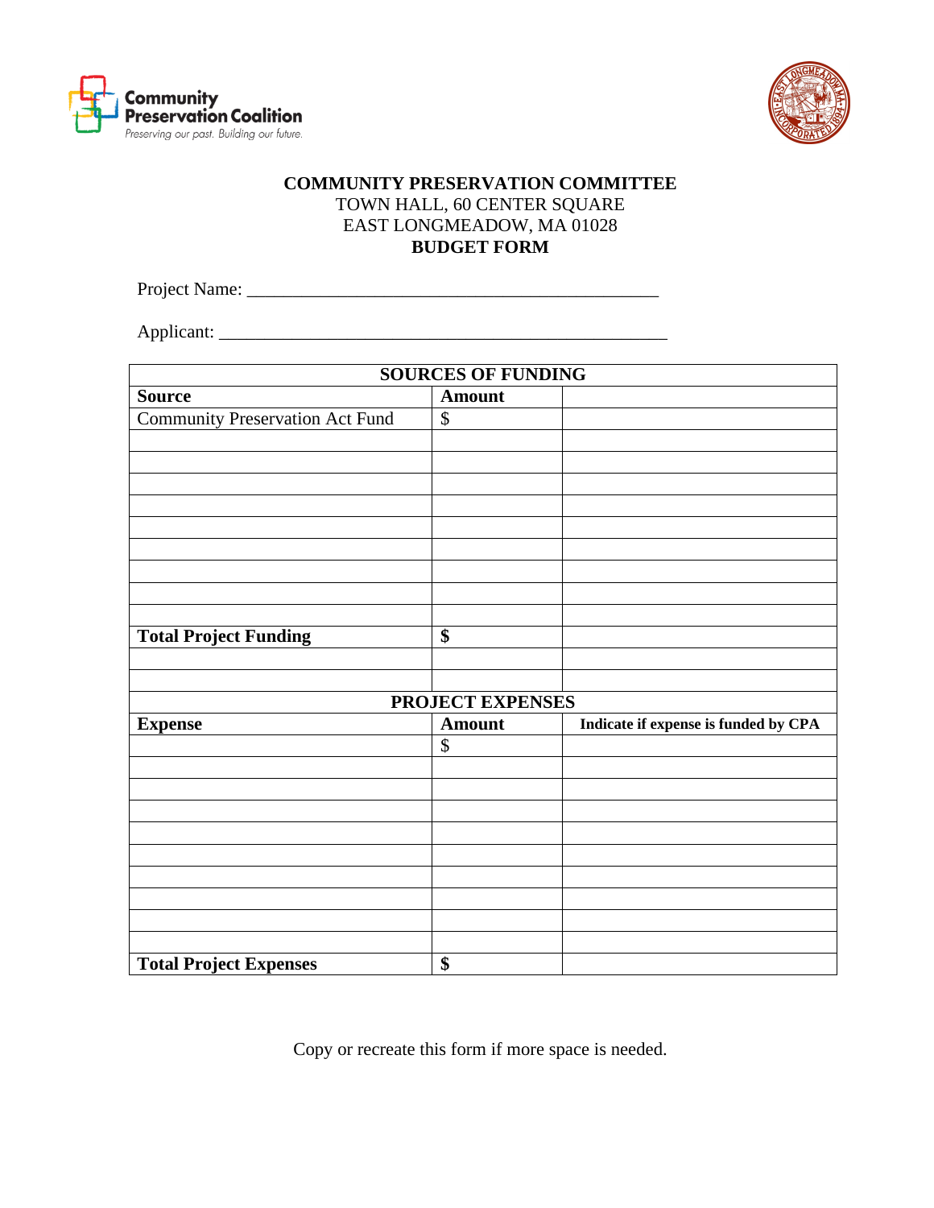**COMMUNITY PRESERVATION COMMITTEE**
TOWN HALL, 60 CENTER SQUARE
EAST LONGMEADOW, MA 01028
**BUDGET FORM**

Project Name: _______________________________________________

Applicant: __________________________________________________

| SOURCES OF FUNDING | | |
|---|---|---|
| **Source** | **Amount** | |
| Community Preservation Act Fund | $ | |
| | | |
| | | |
| | | |
| | | |
| | | |
| | | |
| | | |
| | | |
| | | |
| **Total Project Funding** | **$** | |
| | | |
| | | |
| **PROJECT EXPENSES** | | |
| **Expense** | **Amount** | **Indicate if expense is funded by CPA** |
| | $ | |
| | | |
| | | |
| | | |
| | | |
| | | |
| | | |
| | | |
| | | |
| | | |
| **Total Project Expenses** | **$** | |

Copy or recreate this form if more space is needed.